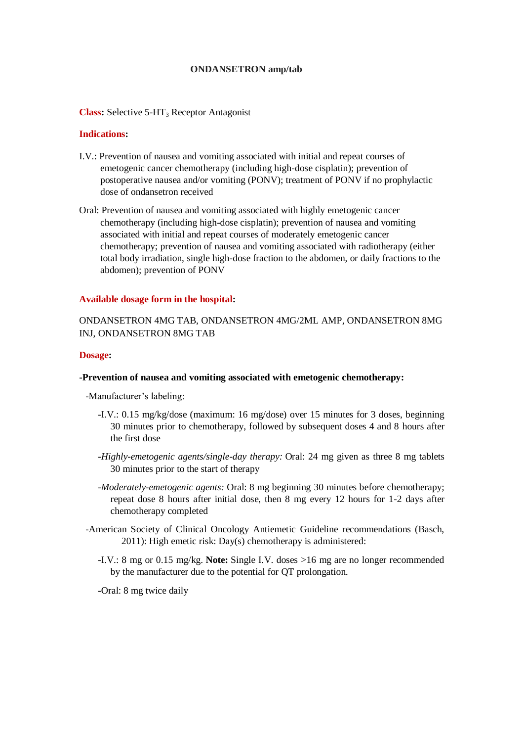# ONDANSETRON amp/tab

**Class:** Selective 5-$HT_3$ Receptor Antagonist

**Indications:**

I.V.: Prevention of nausea and vomiting associated with initial and repeat courses of emetogenic cancer chemotherapy (including high-dose cisplatin); prevention of postoperative nausea and/or vomiting (PONV); treatment of PONV if no prophylactic dose of ondansetron received

Oral: Prevention of nausea and vomiting associated with highly emetogenic cancer chemotherapy (including high-dose cisplatin); prevention of nausea and vomiting associated with initial and repeat courses of moderately emetogenic cancer chemotherapy; prevention of nausea and vomiting associated with radiotherapy (either total body irradiation, single high-dose fraction to the abdomen, or daily fractions to the abdomen); prevention of PONV

**Available dosage form in the hospital:**

ONDANSETRON 4MG TAB, ONDANSETRON 4MG/2ML AMP, ONDANSETRON 8MG INJ, ONDANSETRON 8MG TAB

**Dosage:**

**-Prevention of nausea and vomiting associated with emetogenic chemotherapy:**

-Manufacturer's labeling:

-I.V.: 0.15 mg/kg/dose (maximum: 16 mg/dose) over 15 minutes for 3 doses, beginning 30 minutes prior to chemotherapy, followed by subsequent doses 4 and 8 hours after the first dose

-*Highly-emetogenic agents/single-day therapy:* Oral: 24 mg given as three 8 mg tablets 30 minutes prior to the start of therapy

-*Moderately-emetogenic agents:* Oral: 8 mg beginning 30 minutes before chemotherapy; repeat dose 8 hours after initial dose, then 8 mg every 12 hours for 1-2 days after chemotherapy completed

-American Society of Clinical Oncology Antiemetic Guideline recommendations (Basch, 2011): High emetic risk: Day(s) chemotherapy is administered:

-I.V.: 8 mg or 0.15 mg/kg. **Note:** Single I.V. doses >16 mg are no longer recommended by the manufacturer due to the potential for QT prolongation.

-Oral: 8 mg twice daily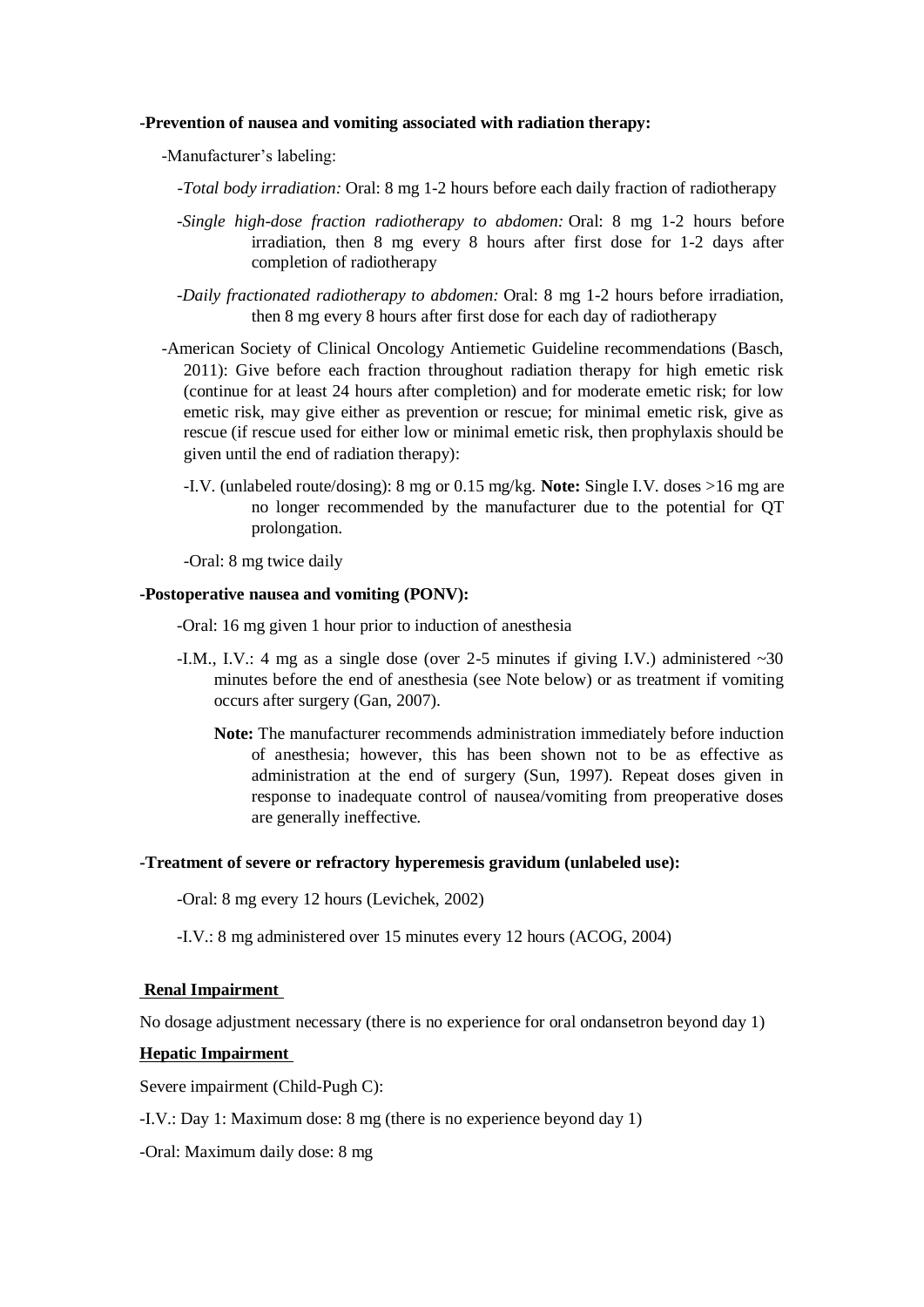**-Prevention of nausea and vomiting associated with radiation therapy:**

-Manufacturer's labeling:

-*Total body irradiation:* Oral: 8 mg 1-2 hours before each daily fraction of radiotherapy

-*Single high-dose fraction radiotherapy to abdomen:* Oral: 8 mg 1-2 hours before irradiation, then 8 mg every 8 hours after first dose for 1-2 days after completion of radiotherapy

-*Daily fractionated radiotherapy to abdomen:* Oral: 8 mg 1-2 hours before irradiation, then 8 mg every 8 hours after first dose for each day of radiotherapy

-American Society of Clinical Oncology Antiemetic Guideline recommendations (Basch, 2011): Give before each fraction throughout radiation therapy for high emetic risk (continue for at least 24 hours after completion) and for moderate emetic risk; for low emetic risk, may give either as prevention or rescue; for minimal emetic risk, give as rescue (if rescue used for either low or minimal emetic risk, then prophylaxis should be given until the end of radiation therapy):

-I.V. (unlabeled route/dosing): 8 mg or 0.15 mg/kg. **Note:** Single I.V. doses >16 mg are no longer recommended by the manufacturer due to the potential for QT prolongation.

-Oral: 8 mg twice daily

**-Postoperative nausea and vomiting (PONV):**

-Oral: 16 mg given 1 hour prior to induction of anesthesia

-I.M., I.V.: 4 mg as a single dose (over 2-5 minutes if giving I.V.) administered ~30 minutes before the end of anesthesia (see Note below) or as treatment if vomiting occurs after surgery (Gan, 2007).

**Note:** The manufacturer recommends administration immediately before induction of anesthesia; however, this has been shown not to be as effective as administration at the end of surgery (Sun, 1997). Repeat doses given in response to inadequate control of nausea/vomiting from preoperative doses are generally ineffective.

**-Treatment of severe or refractory hyperemesis gravidum (unlabeled use):**

-Oral: 8 mg every 12 hours (Levichek, 2002)

-I.V.: 8 mg administered over 15 minutes every 12 hours (ACOG, 2004)

**Renal Impairment**

No dosage adjustment necessary (there is no experience for oral ondansetron beyond day 1)

**Hepatic Impairment**

Severe impairment (Child-Pugh C):

-I.V.: Day 1: Maximum dose: 8 mg (there is no experience beyond day 1)

-Oral: Maximum daily dose: 8 mg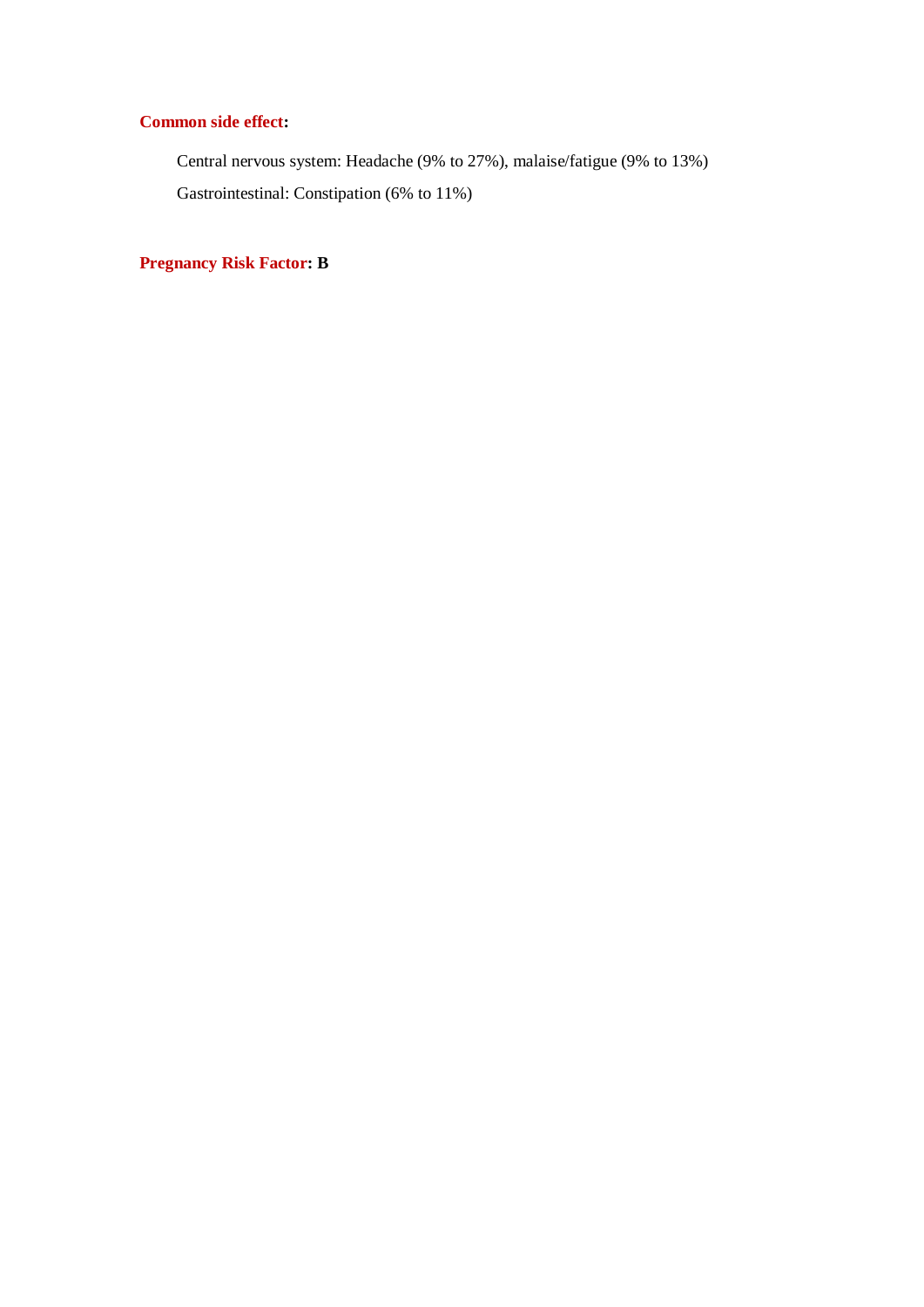**Common side effect:**

Central nervous system: Headache (9% to 27%), malaise/fatigue (9% to 13%)

Gastrointestinal: Constipation (6% to 11%)

**Pregnancy Risk Factor: B**